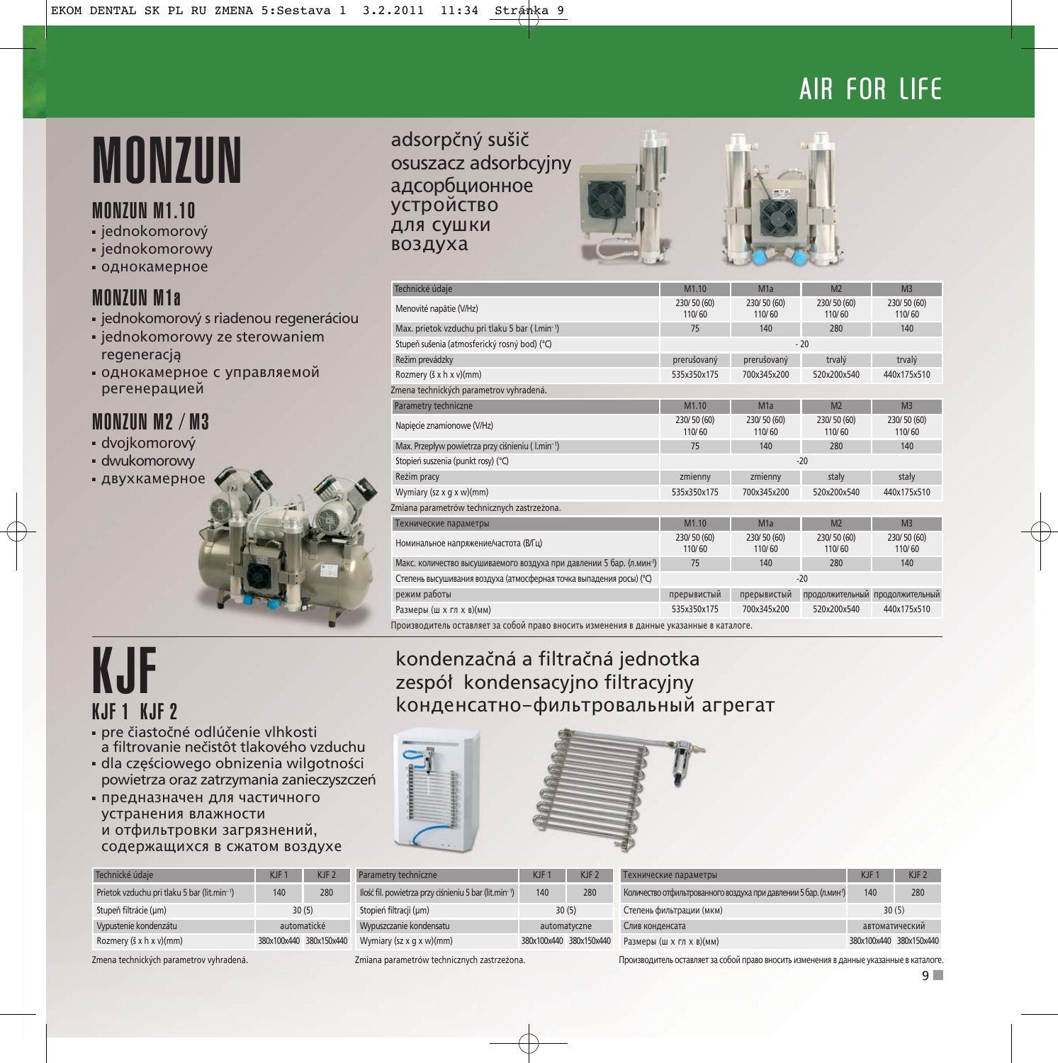# AIR FOR LIFE

# MONZUN

## MONZUN M1.10

- jednokomorový
- jednokomorowy
- однокамерное

## MONZUN M1a

- jednokomorový s riadenou regeneráciou
- jednokomorowy ze sterowaniem regeneracją
- однокамерное с управляемой регенерацией

## MONZUN M2 / M3

- dvojkomorový
- dwukomorowy
- двухкамерное

adsorpčný sušič
osuszacz adsorbcyjny
адсорбционное устройство для сушки воздуха

| Technické údaje | M1.10 | M1a | M2 | M3 |
|---|---|---|---|---|
| Menovité napätie (V/Hz) | 230/ 50 (60) 110/ 60 | 230/ 50 (60) 110/ 60 | 230/ 50 (60) 110/ 60 | 230/ 50 (60) 110/ 60 |
| Max. prietok vzduchu pri tlaku 5 bar ( l.min⁻¹) | 75 | 140 | 280 | 140 |
| Stupeň sušenia (atmosferický rosný bod) (°C) | - 20 | | | |
| Režim prevádzky | prerušovaný | prerušovaný | trvalý | trvalý |
| Rozmery (š x h x v)(mm) | 535x350x175 | 700x345x200 | 520x200x540 | 440x175x510 |

Zmena technických parametrov vyhradená.

| Parametry techniczne | M1.10 | M1a | M2 | M3 |
|---|---|---|---|---|
| Napięcie znamionowe (V/Hz) | 230/ 50 (60) 110/ 60 | 230/ 50 (60) 110/ 60 | 230/ 50 (60) 110/ 60 | 230/ 50 (60) 110/ 60 |
| Max. Przepływ powietrza przy ciśnieniu ( l.min⁻¹) | 75 | 140 | 280 | 140 |
| Stopień suszenia (punkt rosy) (°C) | -20 | | | |
| Režim pracy | zmienny | zmienny | stały | stały |
| Wymiary (sz x g x w)(mm) | 535x350x175 | 700x345x200 | 520x200x540 | 440x175x510 |

Zmiana parametrów technicznych zastrzeżona.

| Технические параметры | M1.10 | M1a | M2 | M3 |
|---|---|---|---|---|
| Номинальное напряжение/частота (В/Гц) | 230/ 50 (60) 110/ 60 | 230/ 50 (60) 110/ 60 | 230/ 50 (60) 110/ 60 | 230/ 50 (60) 110/ 60 |
| Макс. количество высушиваемого воздуха при давлении 5 бар. (л.мин⁻¹) | 75 | 140 | 280 | 140 |
| Степень высушивания воздуха (атмосферная точка выпадения росы) (°C) | -20 | | | |
| режим работы | прерывистый | прерывистый | продолжительный | продолжительный |
| Размеры (ш x гл x в)(мм) | 535x350x175 | 700x345x200 | 520x200x540 | 440x175x510 |

Производитель оставляет за собой право вносить изменения в данные указанные в каталоге.

# KJF

## KJF 1 KJF 2

- pre čiastočné odlúčenie vlhkosti a filtrovanie nečistôt tlakového vzduchu
- dla częściowego obnizenia wilgotności powietrza oraz zatrzymania zanieczyszczeń
- предназначен для частичного устранения влажности и отфильтровки загрязнений, содержащихся в сжатом воздухе

kondenzačná a filtračná jednotka
zespół kondensacyjno filtracyjny
конденсатно-фильтровальный агрегат

| Technické údaje | KJF 1 | KJF 2 |
|---|---|---|
| Prietok vzduchu pri tlaku 5 bar (lit.min⁻¹) | 140 | 280 |
| Stupeň filtrácie (μm) | 30 (5) | |
| Vypustenie kondenzátu | automatické | |
| Rozmery (š x h x v)(mm) | 380x100x440 | 380x150x440 |

Zmena technických parametrov vyhradená.

| Parametry techniczne | KJF 1 | KJF 2 |
|---|---|---|
| Ilość fil. powietrza przy ciśnieniu 5 bar (lit.min⁻¹) | 140 | 280 |
| Stopień filtracji (μm) | 30 (5) | |
| Wypuszczanie kondensatu | automatyczne | |
| Wymiary (sz x g x w)(mm) | 380x100x440 | 380x150x440 |

Zmiana parametrów technicznych zastrzeżona.

| Технические параметры | KJF 1 | KJF 2 |
|---|---|---|
| Количество отфильтрованного воздуха при давлении 5 бар. (л.мин⁻¹) | 140 | 280 |
| Степень фильтрации (мкм) | 30 (5) | |
| Слив конденсата | автоматический | |
| Размеры (ш x гл x в)(мм) | 380x100x440 | 380x150x440 |

Производитель оставляет за собой право вносить изменения в данные указанные в каталоге.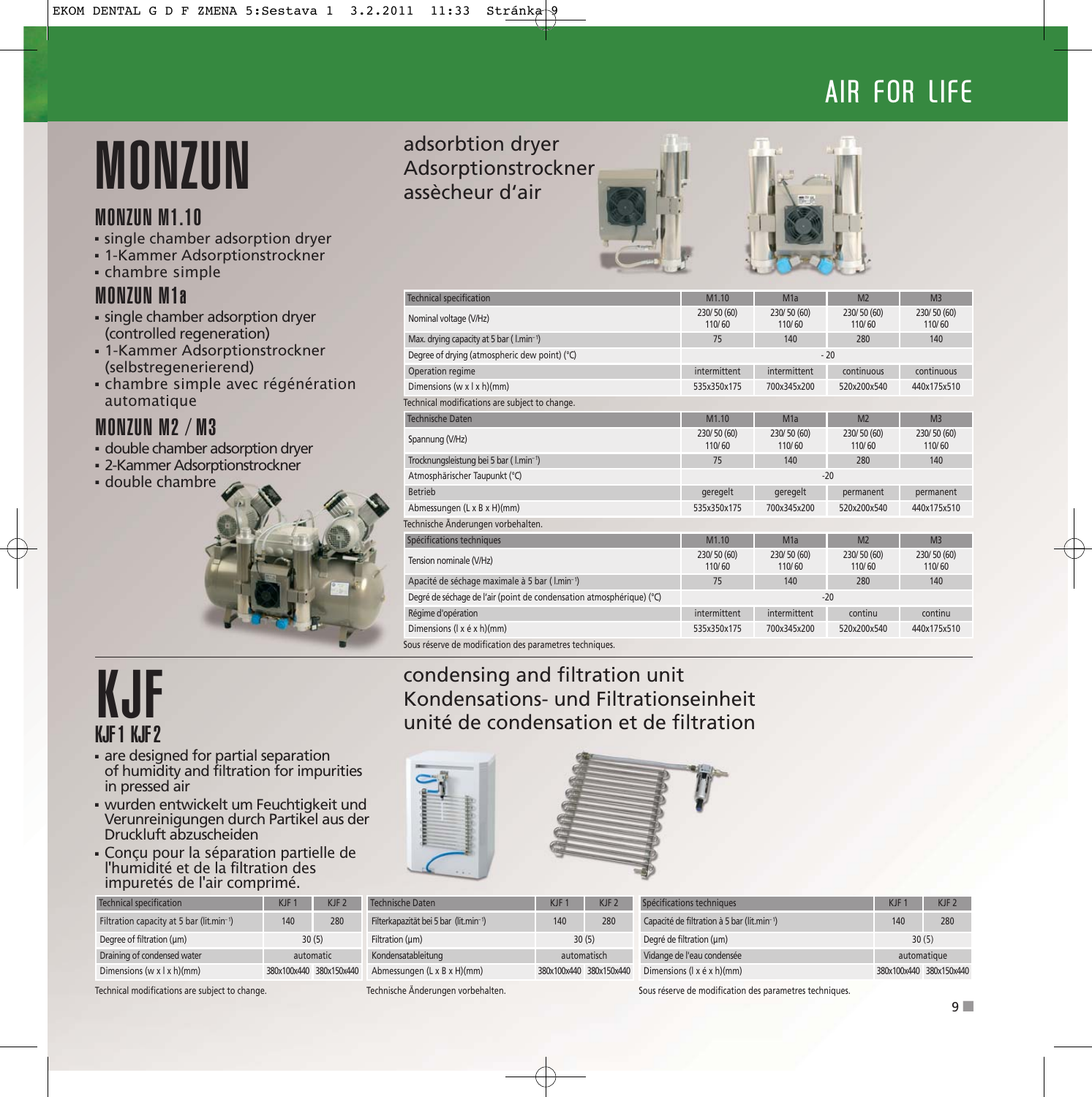AIR FOR LIFE

# MONZUN

### MONZUN M1.10

- single chamber adsorption dryer
- 1-Kammer Adsorptionstrockner
- chambre simple

### MONZUN M1a

- single chamber adsorption dryer (controlled regeneration)
- 1-Kammer Adsorptionstrockner (selbstregenerierend)
- chambre simple avec régénération automatique

### MONZUN M2 / M3

- double chamber adsorption dryer
- 2-Kammer Adsorptionstrockner
- double chambre

adsorbtion dryer
Adsorptionstrockner
assècheur d'air

| Technical specification | M1.10 | M1a | M2 | M3 |
|---|---|---|---|---|
| Nominal voltage (V/Hz) | 230/ 50 (60) 110/ 60 | 230/ 50 (60) 110/ 60 | 230/ 50 (60) 110/ 60 | 230/ 50 (60) 110/ 60 |
| Max. drying capacity at 5 bar ( l.min$^{-1}$) | 75 | 140 | 280 | 140 |
| Degree of drying (atmospheric dew point) (°C) | - 20 | | | |
| Operation regime | intermittent | intermittent | continuous | continuous |
| Dimensions (w x l x h)(mm) | 535x350x175 | 700x345x200 | 520x200x540 | 440x175x510 |

Technical modifications are subject to change.

| Technische Daten | M1.10 | M1a | M2 | M3 |
|---|---|---|---|---|
| Spannung (V/Hz) | 230/ 50 (60) 110/ 60 | 230/ 50 (60) 110/ 60 | 230/ 50 (60) 110/ 60 | 230/ 50 (60) 110/ 60 |
| Trocknungsleistung bei 5 bar ( l.min$^{-1}$) | 75 | 140 | 280 | 140 |
| Atmosphärischer Taupunkt (°C) | -20 | | | |
| Betrieb | geregelt | geregelt | permanent | permanent |
| Abmessungen (L x B x H)(mm) | 535x350x175 | 700x345x200 | 520x200x540 | 440x175x510 |

Technische Änderungen vorbehalten.

| Spécifications techniques | M1.10 | M1a | M2 | M3 |
|---|---|---|---|---|
| Tension nominale (V/Hz) | 230/ 50 (60) 110/ 60 | 230/ 50 (60) 110/ 60 | 230/ 50 (60) 110/ 60 | 230/ 50 (60) 110/ 60 |
| Apacité de séchage maximale à 5 bar ( l.min$^{-1}$) | 75 | 140 | 280 | 140 |
| Degré de séchage de l'air (point de condensation atmosphérique) (°C) | -20 | | | |
| Régime d'opération | intermittent | intermittent | continu | continu |
| Dimensions (l x é x h)(mm) | 535x350x175 | 700x345x200 | 520x200x540 | 440x175x510 |

Sous réserve de modification des parametres techniques.

# KJF

### KJF 1 KJF 2

- are designed for partial separation of humidity and filtration for impurities in pressed air
- wurden entwickelt um Feuchtigkeit und Verunreinigungen durch Partikel aus der Druckluft abzuscheiden
- Conçu pour la séparation partielle de l'humidité et de la filtration des impuretés de l'air comprimé.

condensing and filtration unit
Kondensations- und Filtrationseinheit
unité de condensation et de filtration

| Technical specification | KJF 1 | KJF 2 |
|---|---|---|
| Filtration capacity at 5 bar (lit.min$^{-1}$) | 140 | 280 |
| Degree of filtration (µm) | 30 (5) | |
| Draining of condensed water | automatic | |
| Dimensions (w x l x h)(mm) | 380x100x440 | 380x150x440 |

Technical modifications are subject to change.

| Technische Daten | KJF 1 | KJF 2 |
|---|---|---|
| Filterkapazität bei 5 bar (lit.min$^{-1}$) | 140 | 280 |
| Filtration (µm) | 30 (5) | |
| Kondensatableitung | automatisch | |
| Abmessungen (L x B x H)(mm) | 380x100x440 | 380x150x440 |

Technische Änderungen vorbehalten.

| Spécifications techniques | KJF 1 | KJF 2 |
|---|---|---|
| Capacité de filtration à 5 bar (lit.min$^{-1}$) | 140 | 280 |
| Degré de filtration (µm) | 30 (5) | |
| Vidange de l'eau condensée | automatique | |
| Dimensions (l x é x h)(mm) | 380x100x440 | 380x150x440 |

Sous réserve de modification des parametres techniques.